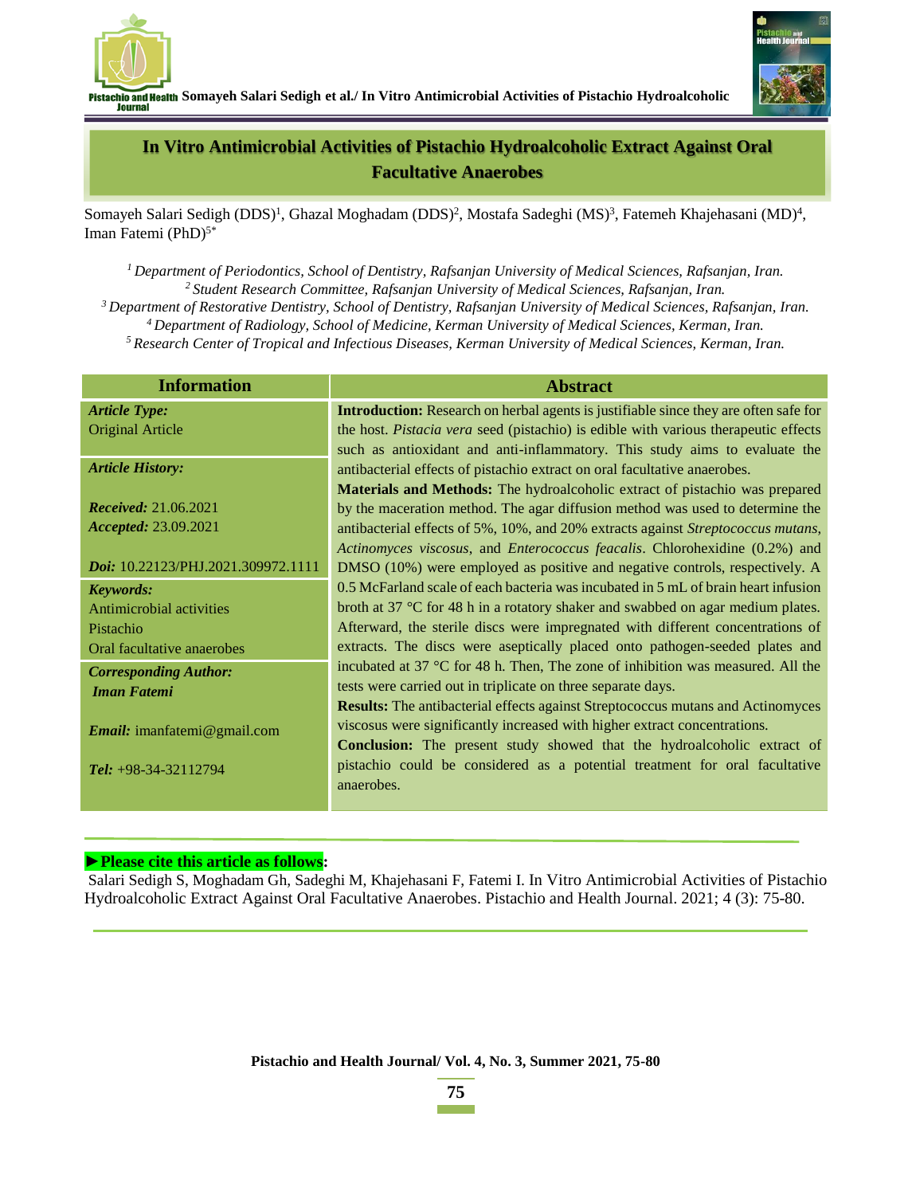# In Vitro Antimicrobial Activities of Pistachio Hydroalcoholic Extract Against Oral Facultative Anaerobes

Somayeh Salari Sedigh (DDS)[1], Ghazal Moghadam (DDS)[2], Mostafa Sadeghi (MS)[3], Fatemeh Khajehasani (MD)[4], Iman Fatemi (PhD)[5*]

*[1] Department of Periodontics, School of Dentistry, Rafsanjan University of Medical Sciences, Rafsanjan, Iran.*
*[2] Student Research Committee, Rafsanjan University of Medical Sciences, Rafsanjan, Iran.*
*[3] Department of Restorative Dentistry, School of Dentistry, Rafsanjan University of Medical Sciences, Rafsanjan, Iran.*
*[4] Department of Radiology, School of Medicine, Kerman University of Medical Sciences, Kerman, Iran.*
*[5] Research Center of Tropical and Infectious Diseases, Kerman University of Medical Sciences, Kerman, Iran.*

## Information

***Article Type:***
Original Article

***Article History:***

***Received:*** 21.06.2021
***Accepted:*** 23.09.2021

***Doi:*** 10.22123/PHJ.2021.309972.1111

***Keywords:***
Antimicrobial activities
Pistachio
Oral facultative anaerobes

***Corresponding Author:***
***Iman Fatemi***

***Email:*** imanfatemi@gmail.com

***Tel:*** +98-34-32112794

## Abstract

**Introduction:** Research on herbal agents is justifiable since they are often safe for the host. *Pistacia vera* seed (pistachio) is edible with various therapeutic effects such as antioxidant and anti-inflammatory. This study aims to evaluate the antibacterial effects of pistachio extract on oral facultative anaerobes.

**Materials and Methods:** The hydroalcoholic extract of pistachio was prepared by the maceration method. The agar diffusion method was used to determine the antibacterial effects of 5%, 10%, and 20% extracts against *Streptococcus mutans*, *Actinomyces viscosus*, and *Enterococcus feacalis*. Chlorohexidine (0.2%) and DMSO (10%) were employed as positive and negative controls, respectively. A 0.5 McFarland scale of each bacteria was incubated in 5 mL of brain heart infusion broth at 37 °C for 48 h in a rotatory shaker and swabbed on agar medium plates. Afterward, the sterile discs were impregnated with different concentrations of extracts. The discs were aseptically placed onto pathogen-seeded plates and incubated at 37 °C for 48 h. Then, The zone of inhibition was measured. All the tests were carried out in triplicate on three separate days.

**Results:** The antibacterial effects against Streptococcus mutans and Actinomyces viscosus were significantly increased with higher extract concentrations.

**Conclusion:** The present study showed that the hydroalcoholic extract of pistachio could be considered as a potential treatment for oral facultative anaerobes.

**►Please cite this article as follows:**

Salari Sedigh S, Moghadam Gh, Sadeghi M, Khajehasani F, Fatemi I. In Vitro Antimicrobial Activities of Pistachio Hydroalcoholic Extract Against Oral Facultative Anaerobes. Pistachio and Health Journal. 2021; 4 (3): 75-80.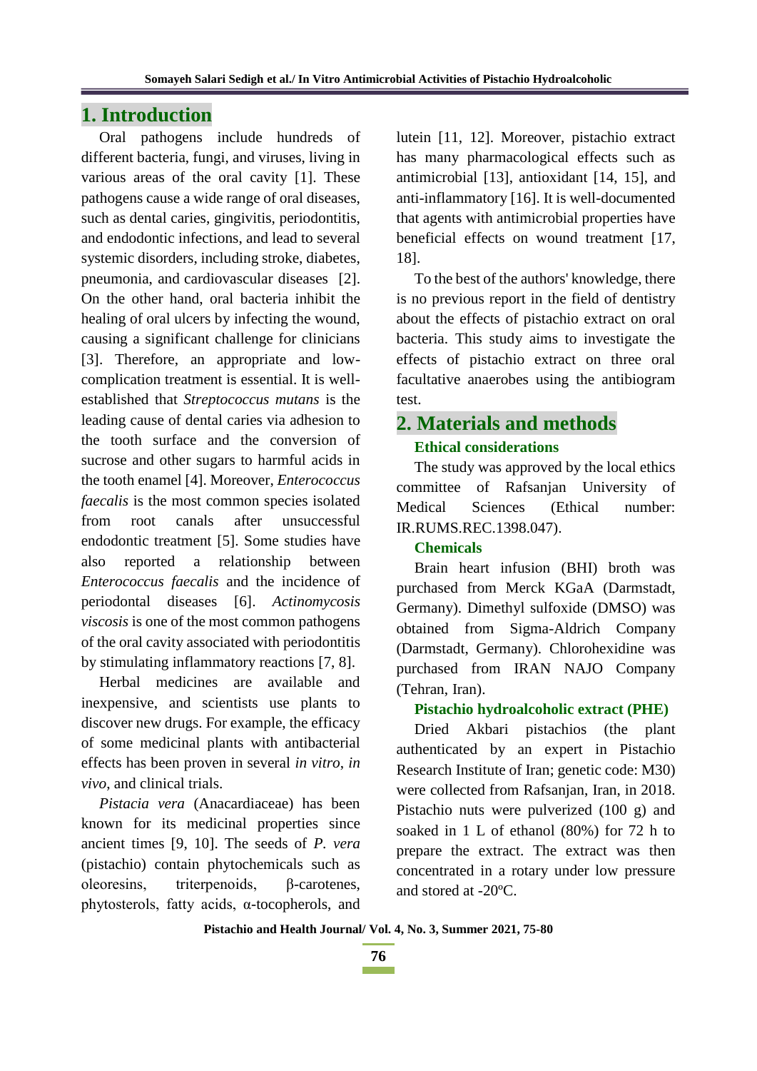## 1. Introduction

Oral pathogens include hundreds of different bacteria, fungi, and viruses, living in various areas of the oral cavity [1]. These pathogens cause a wide range of oral diseases, such as dental caries, gingivitis, periodontitis, and endodontic infections, and lead to several systemic disorders, including stroke, diabetes, pneumonia, and cardiovascular diseases [2]. On the other hand, oral bacteria inhibit the healing of oral ulcers by infecting the wound, causing a significant challenge for clinicians [3]. Therefore, an appropriate and low-complication treatment is essential. It is well-established that *Streptococcus mutans* is the leading cause of dental caries via adhesion to the tooth surface and the conversion of sucrose and other sugars to harmful acids in the tooth enamel [4]. Moreover, *Enterococcus faecalis* is the most common species isolated from root canals after unsuccessful endodontic treatment [5]. Some studies have also reported a relationship between *Enterococcus faecalis* and the incidence of periodontal diseases [6]. *Actinomycosis viscosis* is one of the most common pathogens of the oral cavity associated with periodontitis by stimulating inflammatory reactions [7, 8].

Herbal medicines are available and inexpensive, and scientists use plants to discover new drugs. For example, the efficacy of some medicinal plants with antibacterial effects has been proven in several *in vitro*, *in vivo*, and clinical trials.

*Pistacia vera* (Anacardiaceae) has been known for its medicinal properties since ancient times [9, 10]. The seeds of *P. vera* (pistachio) contain phytochemicals such as oleoresins, triterpenoids, β-carotenes, phytosterols, fatty acids, α-tocopherols, and lutein [11, 12]. Moreover, pistachio extract has many pharmacological effects such as antimicrobial [13], antioxidant [14, 15], and anti-inflammatory [16]. It is well-documented that agents with antimicrobial properties have beneficial effects on wound treatment [17, 18].

To the best of the authors' knowledge, there is no previous report in the field of dentistry about the effects of pistachio extract on oral bacteria. This study aims to investigate the effects of pistachio extract on three oral facultative anaerobes using the antibiogram test.

## 2. Materials and methods

### Ethical considerations

The study was approved by the local ethics committee of Rafsanjan University of Medical Sciences (Ethical number: IR.RUMS.REC.1398.047).

### Chemicals

Brain heart infusion (BHI) broth was purchased from Merck KGaA (Darmstadt, Germany). Dimethyl sulfoxide (DMSO) was obtained from Sigma-Aldrich Company (Darmstadt, Germany). Chlorohexidine was purchased from IRAN NAJO Company (Tehran, Iran).

### Pistachio hydroalcoholic extract (PHE)

Dried Akbari pistachios (the plant authenticated by an expert in Pistachio Research Institute of Iran; genetic code: M30) were collected from Rafsanjan, Iran, in 2018. Pistachio nuts were pulverized (100 g) and soaked in 1 L of ethanol (80%) for 72 h to prepare the extract. The extract was then concentrated in a rotary under low pressure and stored at -20ºC.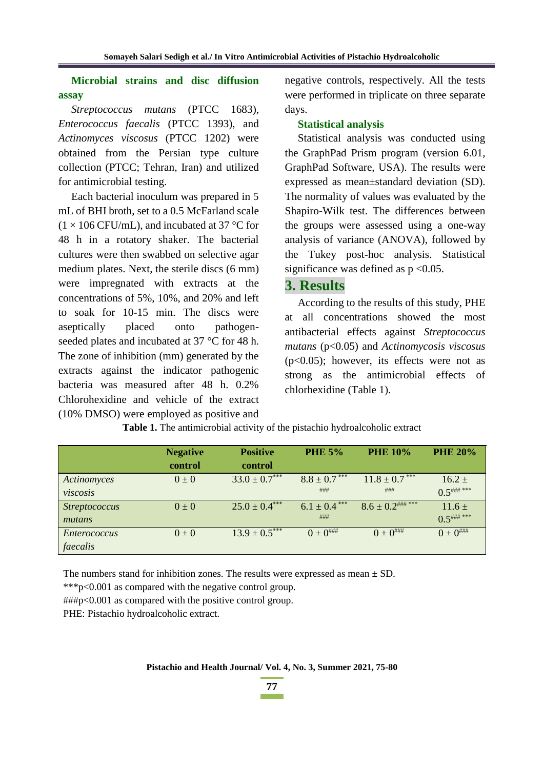**Microbial strains and disc diffusion assay**

*Streptococcus mutans* (PTCC 1683), *Enterococcus faecalis* (PTCC 1393), and *Actinomyces viscosus* (PTCC 1202) were obtained from the Persian type culture collection (PTCC; Tehran, Iran) and utilized for antimicrobial testing.

Each bacterial inoculum was prepared in 5 mL of BHI broth, set to a 0.5 McFarland scale ($1 \times 106$ CFU/mL), and incubated at 37 °C for 48 h in a rotatory shaker. The bacterial cultures were then swabbed on selective agar medium plates. Next, the sterile discs (6 mm) were impregnated with extracts at the concentrations of 5%, 10%, and 20% and left to soak for 10-15 min. The discs were aseptically placed onto pathogen-seeded plates and incubated at 37 °C for 48 h. The zone of inhibition (mm) generated by the extracts against the indicator pathogenic bacteria was measured after 48 h. 0.2% Chlorohexidine and vehicle of the extract (10% DMSO) were employed as positive and negative controls, respectively. All the tests were performed in triplicate on three separate days.

**Statistical analysis**

Statistical analysis was conducted using the GraphPad Prism program (version 6.01, GraphPad Software, USA). The results were expressed as mean±standard deviation (SD). The normality of values was evaluated by the Shapiro-Wilk test. The differences between the groups were assessed using a one-way analysis of variance (ANOVA), followed by the Tukey post-hoc analysis. Statistical significance was defined as $p < 0.05$.

# 3. Results

According to the results of this study, PHE at all concentrations showed the most antibacterial effects against *Streptococcus mutans* ($p<0.05$) and *Actinomycosis viscosus* ($p<0.05$); however, its effects were not as strong as the antimicrobial effects of chlorhexidine (Table 1).

**Table 1.** The antimicrobial activity of the pistachio hydroalcoholic extract

| | Negative control | Positive control | PHE 5% | PHE 10% | PHE 20% |
|---|---|---|---|---|---|
| *Actinomyces viscosis* | $0 \pm 0$ | $33.0 \pm 0.7^{***}$ | $8.8 \pm 0.7^{***\ \#\#\#}$ | $11.8 \pm 0.7^{***\ \#\#\#}$ | $16.2 \pm 0.5^{\#\#\#\ ***}$ |
| *Streptococcus mutans* | $0 \pm 0$ | $25.0 \pm 0.4^{***}$ | $6.1 \pm 0.4^{***\ \#\#\#}$ | $8.6 \pm 0.2^{\#\#\#\ ***}$ | $11.6 \pm 0.5^{\#\#\#\ ***}$ |
| *Enterococcus faecalis* | $0 \pm 0$ | $13.9 \pm 0.5^{***}$ | $0 \pm 0^{\#\#\#}$ | $0 \pm 0^{\#\#\#}$ | $0 \pm 0^{\#\#\#}$ |

The numbers stand for inhibition zones. The results were expressed as mean ± SD.
***$p<0.001$ as compared with the negative control group.
###$p<0.001$ as compared with the positive control group.
PHE: Pistachio hydroalcoholic extract.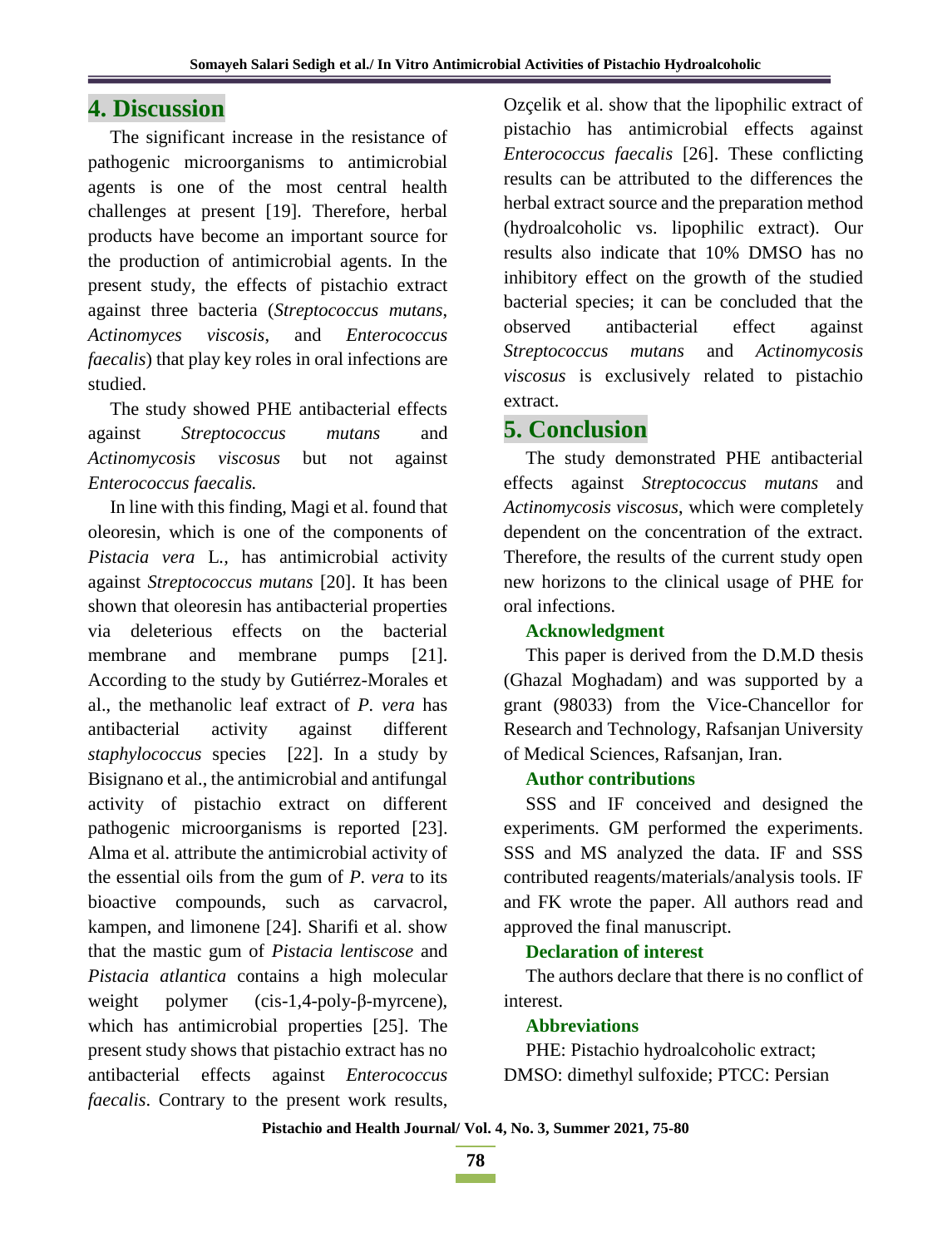## 4. Discussion

The significant increase in the resistance of pathogenic microorganisms to antimicrobial agents is one of the most central health challenges at present [19]. Therefore, herbal products have become an important source for the production of antimicrobial agents. In the present study, the effects of pistachio extract against three bacteria (*Streptococcus mutans*, *Actinomyces viscosis*, and *Enterococcus faecalis*) that play key roles in oral infections are studied.

The study showed PHE antibacterial effects against *Streptococcus mutans* and *Actinomycosis viscosus* but not against *Enterococcus faecalis.*

In line with this finding, Magi et al. found that oleoresin, which is one of the components of *Pistacia vera* L., has antimicrobial activity against *Streptococcus mutans* [20]. It has been shown that oleoresin has antibacterial properties via deleterious effects on the bacterial membrane and membrane pumps [21]. According to the study by Gutiérrez-Morales et al., the methanolic leaf extract of *P. vera* has antibacterial activity against different *staphylococcus* species [22]. In a study by Bisignano et al., the antimicrobial and antifungal activity of pistachio extract on different pathogenic microorganisms is reported [23]. Alma et al. attribute the antimicrobial activity of the essential oils from the gum of *P. vera* to its bioactive compounds, such as carvacrol, kampen, and limonene [24]. Sharifi et al. show that the mastic gum of *Pistacia lentiscose* and *Pistacia atlantica* contains a high molecular weight polymer (cis-1,4-poly-β-myrcene), which has antimicrobial properties [25]. The present study shows that pistachio extract has no antibacterial effects against *Enterococcus faecalis*. Contrary to the present work results, Ozçelik et al. show that the lipophilic extract of pistachio has antimicrobial effects against *Enterococcus faecalis* [26]. These conflicting results can be attributed to the differences the herbal extract source and the preparation method (hydroalcoholic vs. lipophilic extract). Our results also indicate that 10% DMSO has no inhibitory effect on the growth of the studied bacterial species; it can be concluded that the observed antibacterial effect against *Streptococcus mutans* and *Actinomycosis viscosus* is exclusively related to pistachio extract.

## 5. Conclusion

The study demonstrated PHE antibacterial effects against *Streptococcus mutans* and *Actinomycosis viscosus*, which were completely dependent on the concentration of the extract. Therefore, the results of the current study open new horizons to the clinical usage of PHE for oral infections.

### Acknowledgment

This paper is derived from the D.M.D thesis (Ghazal Moghadam) and was supported by a grant (98033) from the Vice-Chancellor for Research and Technology, Rafsanjan University of Medical Sciences, Rafsanjan, Iran.

### Author contributions

SSS and IF conceived and designed the experiments. GM performed the experiments. SSS and MS analyzed the data. IF and SSS contributed reagents/materials/analysis tools. IF and FK wrote the paper. All authors read and approved the final manuscript.

### Declaration of interest

The authors declare that there is no conflict of interest.

### Abbreviations

PHE: Pistachio hydroalcoholic extract; DMSO: dimethyl sulfoxide; PTCC: Persian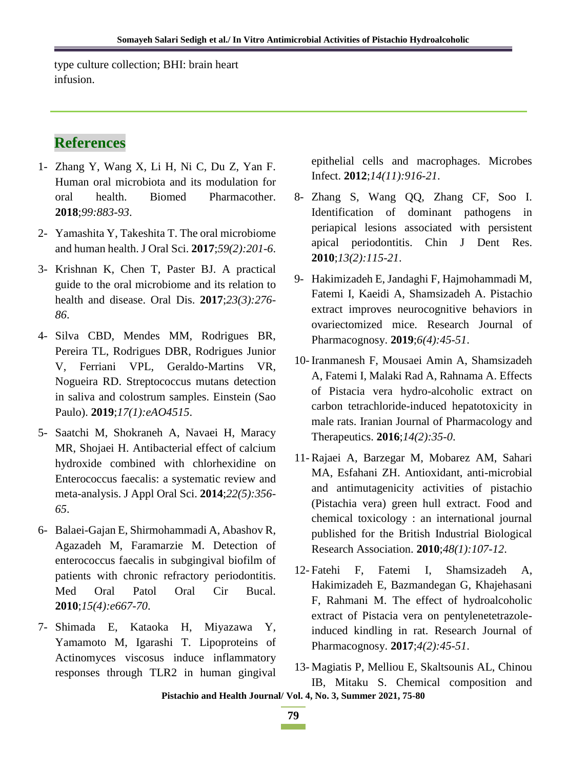type culture collection; BHI: brain heart infusion.

## References

1- Zhang Y, Wang X, Li H, Ni C, Du Z, Yan F. Human oral microbiota and its modulation for oral health. Biomed Pharmacother. **2018**;*99:883-93*.

2- Yamashita Y, Takeshita T. The oral microbiome and human health. J Oral Sci. **2017**;*59(2):201-6*.

3- Krishnan K, Chen T, Paster BJ. A practical guide to the oral microbiome and its relation to health and disease. Oral Dis. **2017**;*23(3):276-86*.

4- Silva CBD, Mendes MM, Rodrigues BR, Pereira TL, Rodrigues DBR, Rodrigues Junior V, Ferriani VPL, Geraldo-Martins VR, Nogueira RD. Streptococcus mutans detection in saliva and colostrum samples. Einstein (Sao Paulo). **2019**;*17(1):eAO4515*.

5- Saatchi M, Shokraneh A, Navaei H, Maracy MR, Shojaei H. Antibacterial effect of calcium hydroxide combined with chlorhexidine on Enterococcus faecalis: a systematic review and meta-analysis. J Appl Oral Sci. **2014**;*22(5):356-65*.

6- Balaei-Gajan E, Shirmohammadi A, Abashov R, Agazadeh M, Faramarzie M. Detection of enterococcus faecalis in subgingival biofilm of patients with chronic refractory periodontitis. Med Oral Patol Oral Cir Bucal. **2010**;*15(4):e667-70*.

7- Shimada E, Kataoka H, Miyazawa Y, Yamamoto M, Igarashi T. Lipoproteins of Actinomyces viscosus induce inflammatory responses through TLR2 in human gingival epithelial cells and macrophages. Microbes Infect. **2012**;*14(11):916-21*.

8- Zhang S, Wang QQ, Zhang CF, Soo I. Identification of dominant pathogens in periapical lesions associated with persistent apical periodontitis. Chin J Dent Res. **2010**;*13(2):115-21*.

9- Hakimizadeh E, Jandaghi F, Hajmohammadi M, Fatemi I, Kaeidi A, Shamsizadeh A. Pistachio extract improves neurocognitive behaviors in ovariectomized mice. Research Journal of Pharmacognosy. **2019**;*6(4):45-51*.

10- Iranmanesh F, Mousaei Amin A, Shamsizadeh A, Fatemi I, Malaki Rad A, Rahnama A. Effects of Pistacia vera hydro-alcoholic extract on carbon tetrachloride-induced hepatotoxicity in male rats. Iranian Journal of Pharmacology and Therapeutics. **2016**;*14(2):35-0*.

11- Rajaei A, Barzegar M, Mobarez AM, Sahari MA, Esfahani ZH. Antioxidant, anti-microbial and antimutagenicity activities of pistachio (Pistachia vera) green hull extract. Food and chemical toxicology : an international journal published for the British Industrial Biological Research Association. **2010**;*48(1):107-12*.

12- Fatehi F, Fatemi I, Shamsizadeh A, Hakimizadeh E, Bazmandegan G, Khajehasani F, Rahmani M. The effect of hydroalcoholic extract of Pistacia vera on pentylenetetrazole-induced kindling in rat. Research Journal of Pharmacognosy. **2017**;*4(2):45-51*.

13- Magiatis P, Melliou E, Skaltsounis AL, Chinou IB, Mitaku S. Chemical composition and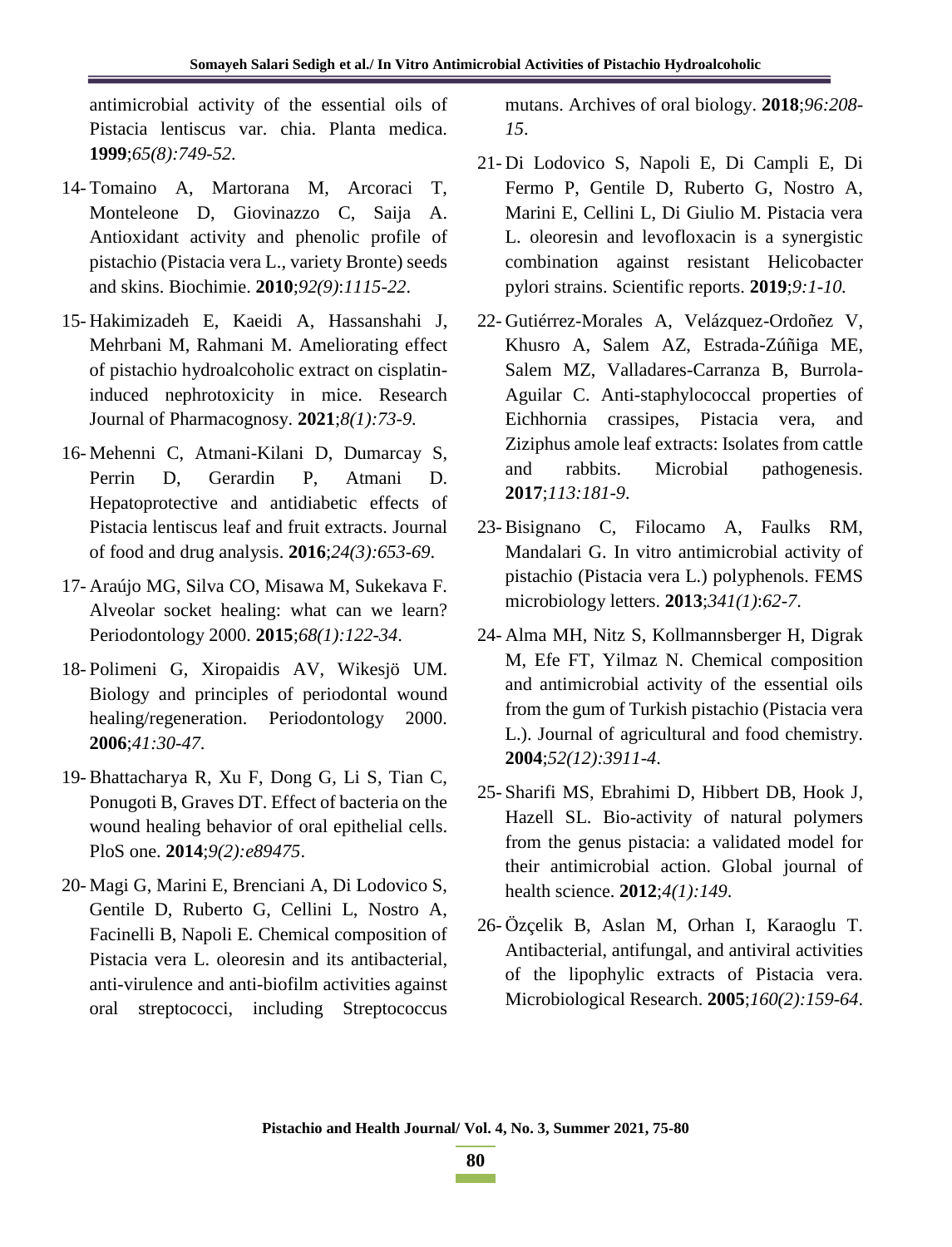antimicrobial activity of the essential oils of Pistacia lentiscus var. chia. Planta medica. **1999**;*65(8):749-52*.

14- Tomaino A, Martorana M, Arcoraci T, Monteleone D, Giovinazzo C, Saija A. Antioxidant activity and phenolic profile of pistachio (Pistacia vera L., variety Bronte) seeds and skins. Biochimie. **2010**;*92(9):1115-22*.

15- Hakimizadeh E, Kaeidi A, Hassanshahi J, Mehrbani M, Rahmani M. Ameliorating effect of pistachio hydroalcoholic extract on cisplatin-induced nephrotoxicity in mice. Research Journal of Pharmacognosy. **2021**;*8(1):73-9*.

16- Mehenni C, Atmani-Kilani D, Dumarcay S, Perrin D, Gerardin P, Atmani D. Hepatoprotective and antidiabetic effects of Pistacia lentiscus leaf and fruit extracts. Journal of food and drug analysis. **2016**;*24(3):653-69*.

17- Araújo MG, Silva CO, Misawa M, Sukekava F. Alveolar socket healing: what can we learn? Periodontology 2000. **2015**;*68(1):122-34*.

18- Polimeni G, Xiropaidis AV, Wikesjö UM. Biology and principles of periodontal wound healing/regeneration. Periodontology 2000. **2006**;*41:30-47*.

19- Bhattacharya R, Xu F, Dong G, Li S, Tian C, Ponugoti B, Graves DT. Effect of bacteria on the wound healing behavior of oral epithelial cells. PloS one. **2014**;*9(2):e89475*.

20- Magi G, Marini E, Brenciani A, Di Lodovico S, Gentile D, Ruberto G, Cellini L, Nostro A, Facinelli B, Napoli E. Chemical composition of Pistacia vera L. oleoresin and its antibacterial, anti-virulence and anti-biofilm activities against oral streptococci, including Streptococcus mutans. Archives of oral biology. **2018**;*96:208-15*.

21- Di Lodovico S, Napoli E, Di Campli E, Di Fermo P, Gentile D, Ruberto G, Nostro A, Marini E, Cellini L, Di Giulio M. Pistacia vera L. oleoresin and levofloxacin is a synergistic combination against resistant Helicobacter pylori strains. Scientific reports. **2019**;*9:1-10.*

22- Gutiérrez-Morales A, Velázquez-Ordoñez V, Khusro A, Salem AZ, Estrada-Zúñiga ME, Salem MZ, Valladares-Carranza B, Burrola-Aguilar C. Anti-staphylococcal properties of Eichhornia crassipes, Pistacia vera, and Ziziphus amole leaf extracts: Isolates from cattle and rabbits. Microbial pathogenesis. **2017**;*113:181-9*.

23- Bisignano C, Filocamo A, Faulks RM, Mandalari G. In vitro antimicrobial activity of pistachio (Pistacia vera L.) polyphenols. FEMS microbiology letters. **2013**;*341(1):62-7*.

24- Alma MH, Nitz S, Kollmannsberger H, Digrak M, Efe FT, Yilmaz N. Chemical composition and antimicrobial activity of the essential oils from the gum of Turkish pistachio (Pistacia vera L.). Journal of agricultural and food chemistry. **2004**;*52(12):3911-4*.

25- Sharifi MS, Ebrahimi D, Hibbert DB, Hook J, Hazell SL. Bio-activity of natural polymers from the genus pistacia: a validated model for their antimicrobial action. Global journal of health science. **2012**;*4(1):149*.

26- Özçelik B, Aslan M, Orhan I, Karaoglu T. Antibacterial, antifungal, and antiviral activities of the lipophylic extracts of Pistacia vera. Microbiological Research. **2005**;*160(2):159-64*.